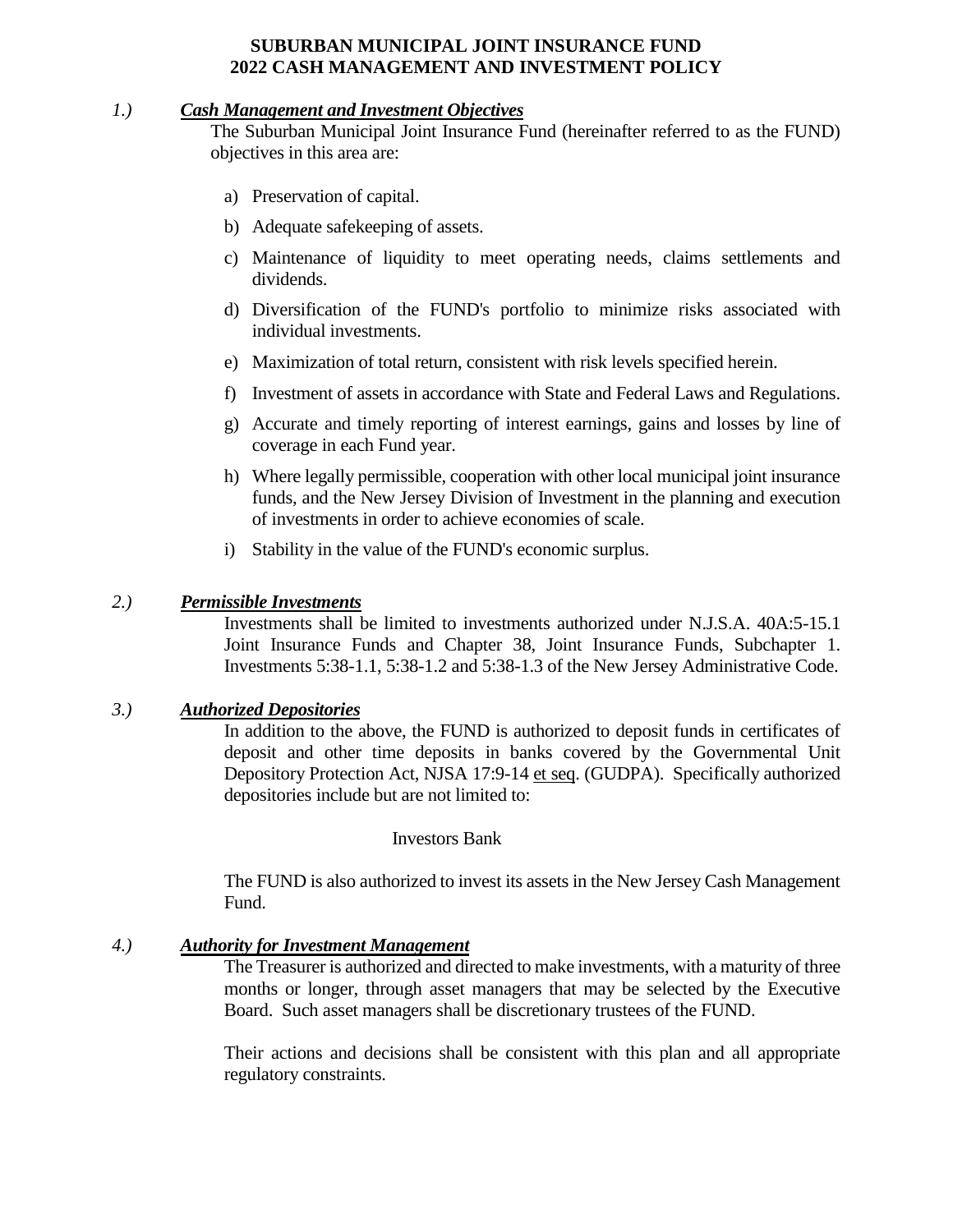# SUBURBAN MUNICIPAL JOINT INSURANCE FUND
# 2022 CASH MANAGEMENT AND INVESTMENT POLICY

## *1.) **Cash Management and Investment Objectives***

The Suburban Municipal Joint Insurance Fund (hereinafter referred to as the FUND) objectives in this area are:

a) Preservation of capital.

b) Adequate safekeeping of assets.

c) Maintenance of liquidity to meet operating needs, claims settlements and dividends.

d) Diversification of the FUND's portfolio to minimize risks associated with individual investments.

e) Maximization of total return, consistent with risk levels specified herein.

f) Investment of assets in accordance with State and Federal Laws and Regulations.

g) Accurate and timely reporting of interest earnings, gains and losses by line of coverage in each Fund year.

h) Where legally permissible, cooperation with other local municipal joint insurance funds, and the New Jersey Division of Investment in the planning and execution of investments in order to achieve economies of scale.

i) Stability in the value of the FUND's economic surplus.

## *2.) **Permissible Investments***

Investments shall be limited to investments authorized under N.J.S.A. 40A:5-15.1 Joint Insurance Funds and Chapter 38, Joint Insurance Funds, Subchapter 1. Investments 5:38-1.1, 5:38-1.2 and 5:38-1.3 of the New Jersey Administrative Code.

## *3.) **Authorized Depositories***

In addition to the above, the FUND is authorized to deposit funds in certificates of deposit and other time deposits in banks covered by the Governmental Unit Depository Protection Act, NJSA 17:9-14 et seq. (GUDPA). Specifically authorized depositories include but are not limited to:

Investors Bank

The FUND is also authorized to invest its assets in the New Jersey Cash Management Fund.

## *4.) **Authority for Investment Management***

The Treasurer is authorized and directed to make investments, with a maturity of three months or longer, through asset managers that may be selected by the Executive Board. Such asset managers shall be discretionary trustees of the FUND.

Their actions and decisions shall be consistent with this plan and all appropriate regulatory constraints.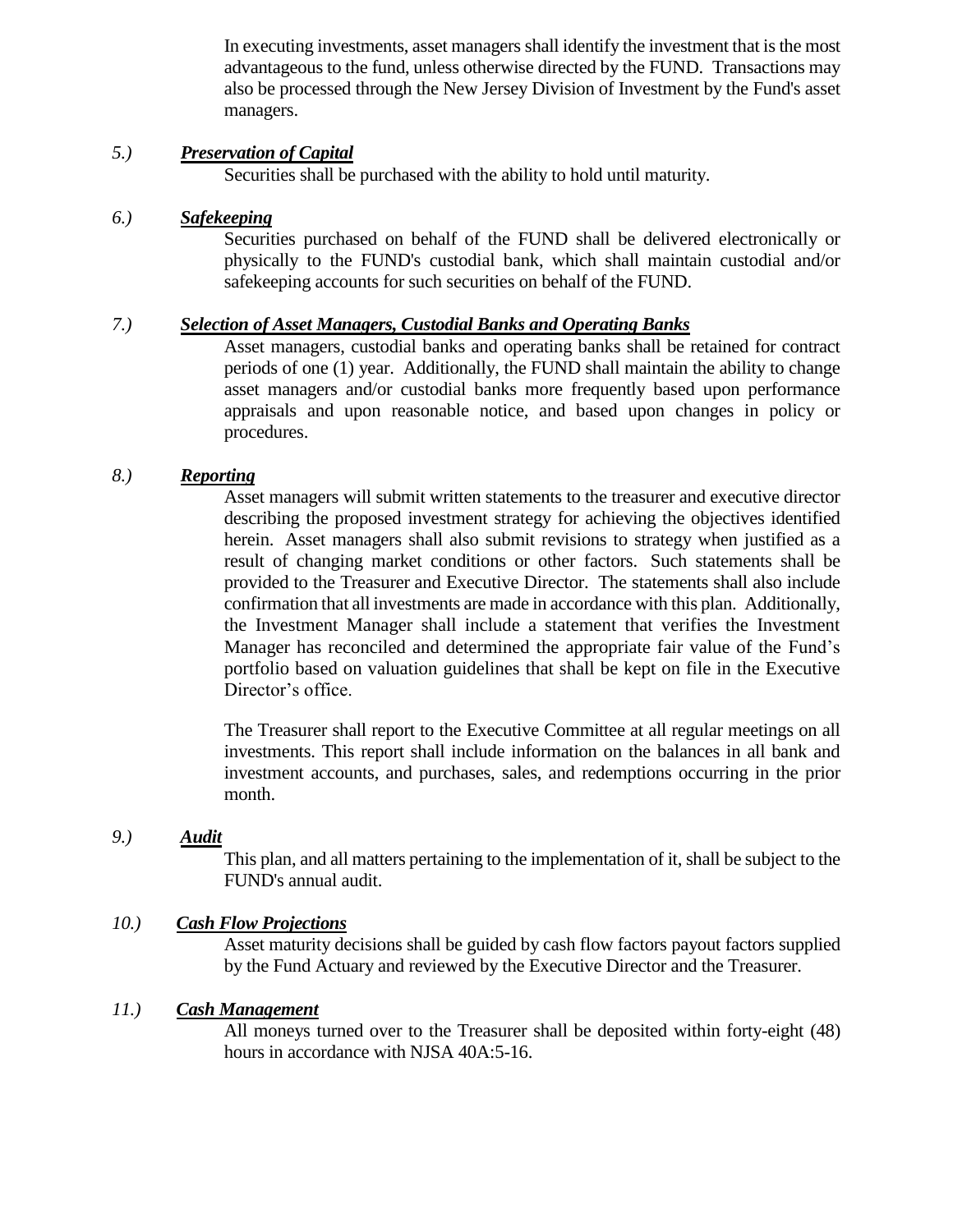In executing investments, asset managers shall identify the investment that is the most advantageous to the fund, unless otherwise directed by the FUND. Transactions may also be processed through the New Jersey Division of Investment by the Fund's asset managers.

*5.)* ***Preservation of Capital***

Securities shall be purchased with the ability to hold until maturity.

*6.)* ***Safekeeping***

Securities purchased on behalf of the FUND shall be delivered electronically or physically to the FUND's custodial bank, which shall maintain custodial and/or safekeeping accounts for such securities on behalf of the FUND.

*7.)* ***Selection of Asset Managers, Custodial Banks and Operating Banks***

Asset managers, custodial banks and operating banks shall be retained for contract periods of one (1) year. Additionally, the FUND shall maintain the ability to change asset managers and/or custodial banks more frequently based upon performance appraisals and upon reasonable notice, and based upon changes in policy or procedures.

*8.)* ***Reporting***

Asset managers will submit written statements to the treasurer and executive director describing the proposed investment strategy for achieving the objectives identified herein. Asset managers shall also submit revisions to strategy when justified as a result of changing market conditions or other factors. Such statements shall be provided to the Treasurer and Executive Director. The statements shall also include confirmation that all investments are made in accordance with this plan. Additionally, the Investment Manager shall include a statement that verifies the Investment Manager has reconciled and determined the appropriate fair value of the Fund's portfolio based on valuation guidelines that shall be kept on file in the Executive Director's office.

The Treasurer shall report to the Executive Committee at all regular meetings on all investments. This report shall include information on the balances in all bank and investment accounts, and purchases, sales, and redemptions occurring in the prior month.

*9.)* ***Audit***

This plan, and all matters pertaining to the implementation of it, shall be subject to the FUND's annual audit.

*10.)* ***Cash Flow Projections***

Asset maturity decisions shall be guided by cash flow factors payout factors supplied by the Fund Actuary and reviewed by the Executive Director and the Treasurer.

*11.)* ***Cash Management***

All moneys turned over to the Treasurer shall be deposited within forty-eight (48) hours in accordance with NJSA 40A:5-16.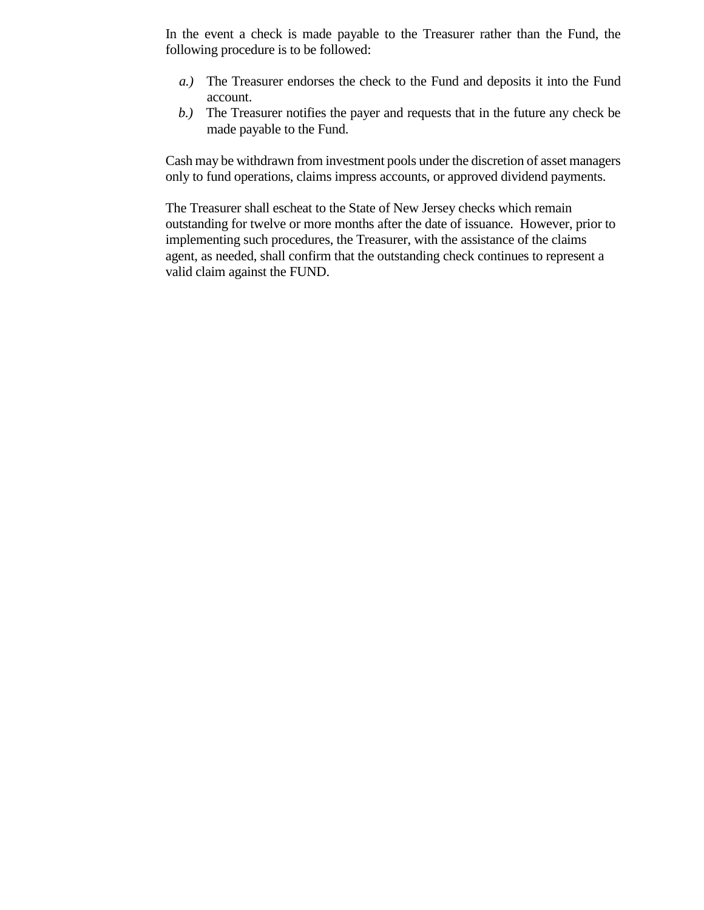In the event a check is made payable to the Treasurer rather than the Fund, the following procedure is to be followed:

*a.)* The Treasurer endorses the check to the Fund and deposits it into the Fund account.

*b.)* The Treasurer notifies the payer and requests that in the future any check be made payable to the Fund.

Cash may be withdrawn from investment pools under the discretion of asset managers only to fund operations, claims impress accounts, or approved dividend payments.

The Treasurer shall escheat to the State of New Jersey checks which remain outstanding for twelve or more months after the date of issuance. However, prior to implementing such procedures, the Treasurer, with the assistance of the claims agent, as needed, shall confirm that the outstanding check continues to represent a valid claim against the FUND.